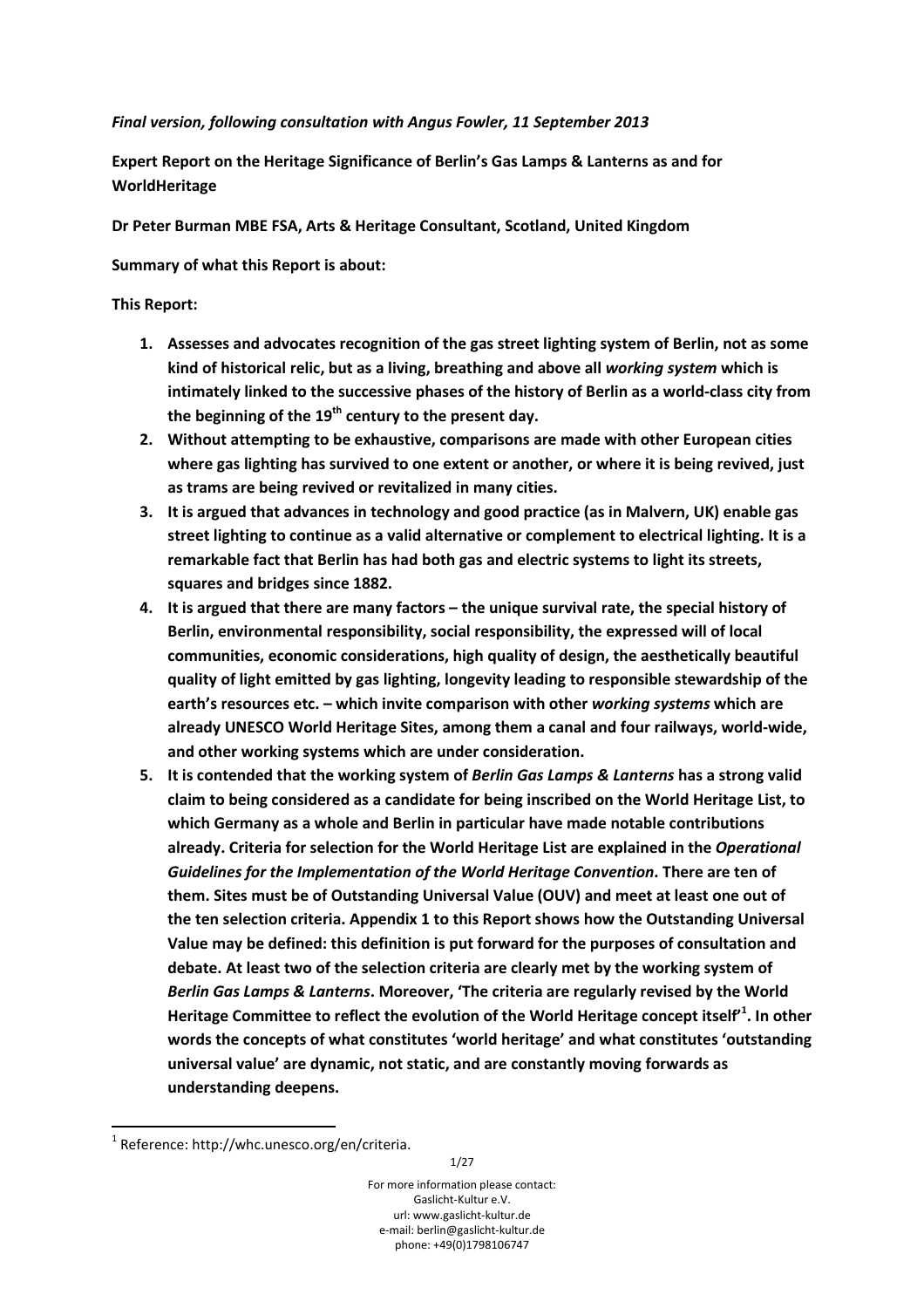*Final version, following consultation with Angus Fowler, 11 September 2013*

**Expert Report on the Heritage Significance of Berlin's Gas Lamps & Lanterns as and for WorldHeritage**

**Dr Peter Burman MBE FSA, Arts & Heritage Consultant, Scotland, United Kingdom**

**Summary of what this Report is about:**

**This Report:**

1. **Assesses and advocates recognition of the gas street lighting system of Berlin, not as some kind of historical relic, but as a living, breathing and above all *working system* which is intimately linked to the successive phases of the history of Berlin as a world-class city from the beginning of the 19th century to the present day.**
2. **Without attempting to be exhaustive, comparisons are made with other European cities where gas lighting has survived to one extent or another, or where it is being revived, just as trams are being revived or revitalized in many cities.**
3. **It is argued that advances in technology and good practice (as in Malvern, UK) enable gas street lighting to continue as a valid alternative or complement to electrical lighting. It is a remarkable fact that Berlin has had both gas and electric systems to light its streets, squares and bridges since 1882.**
4. **It is argued that there are many factors – the unique survival rate, the special history of Berlin, environmental responsibility, social responsibility, the expressed will of local communities, economic considerations, high quality of design, the aesthetically beautiful quality of light emitted by gas lighting, longevity leading to responsible stewardship of the earth's resources etc. – which invite comparison with other *working systems* which are already UNESCO World Heritage Sites, among them a canal and four railways, world-wide, and other working systems which are under consideration.**
5. **It is contended that the working system of *Berlin Gas Lamps & Lanterns* has a strong valid claim to being considered as a candidate for being inscribed on the World Heritage List, to which Germany as a whole and Berlin in particular have made notable contributions already. Criteria for selection for the World Heritage List are explained in the *Operational Guidelines for the Implementation of the World Heritage Convention*. There are ten of them. Sites must be of Outstanding Universal Value (OUV) and meet at least one out of the ten selection criteria. Appendix 1 to this Report shows how the Outstanding Universal Value may be defined: this definition is put forward for the purposes of consultation and debate. At least two of the selection criteria are clearly met by the working system of *Berlin Gas Lamps & Lanterns*. Moreover, 'The criteria are regularly revised by the World Heritage Committee to reflect the evolution of the World Heritage concept itself'[1]. In other words the concepts of what constitutes 'world heritage' and what constitutes 'outstanding universal value' are dynamic, not static, and are constantly moving forwards as understanding deepens.**

[1] Reference: http://whc.unesco.org/en/criteria.

For more information please contact:
Gaslicht-Kultur e.V.
url: www.gaslicht-kultur.de
e-mail: berlin@gaslicht-kultur.de
phone: +49(0)1798106747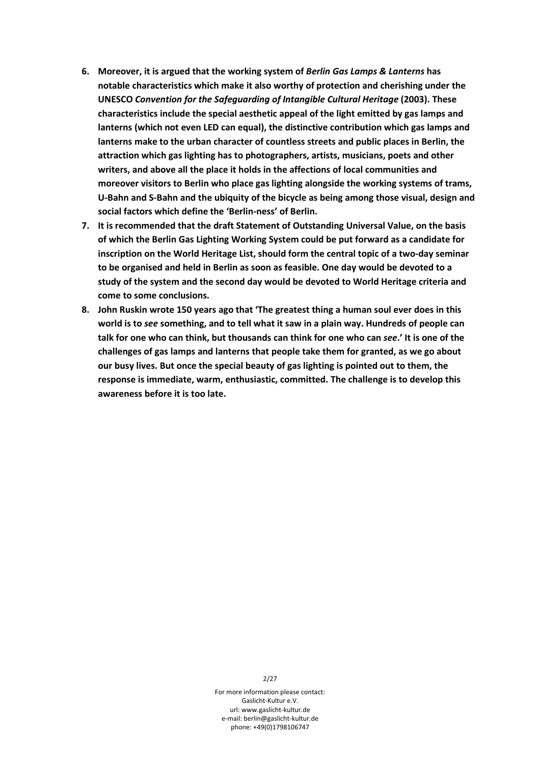6. **Moreover, it is argued that the working system of *Berlin Gas Lamps & Lanterns* has notable characteristics which make it also worthy of protection and cherishing under the UNESCO *Convention for the Safeguarding of Intangible Cultural Heritage* (2003). These characteristics include the special aesthetic appeal of the light emitted by gas lamps and lanterns (which not even LED can equal), the distinctive contribution which gas lamps and lanterns make to the urban character of countless streets and public places in Berlin, the attraction which gas lighting has to photographers, artists, musicians, poets and other writers, and above all the place it holds in the affections of local communities and moreover visitors to Berlin who place gas lighting alongside the working systems of trams, U-Bahn and S-Bahn and the ubiquity of the bicycle as being among those visual, design and social factors which define the 'Berlin-ness' of Berlin.**
7. **It is recommended that the draft Statement of Outstanding Universal Value, on the basis of which the Berlin Gas Lighting Working System could be put forward as a candidate for inscription on the World Heritage List, should form the central topic of a two-day seminar to be organised and held in Berlin as soon as feasible. One day would be devoted to a study of the system and the second day would be devoted to World Heritage criteria and come to some conclusions.**
8. **John Ruskin wrote 150 years ago that 'The greatest thing a human soul ever does in this world is to *see* something, and to tell what it saw in a plain way. Hundreds of people can talk for one who can think, but thousands can think for one who can *see*.' It is one of the challenges of gas lamps and lanterns that people take them for granted, as we go about our busy lives. But once the special beauty of gas lighting is pointed out to them, the response is immediate, warm, enthusiastic, committed. The challenge is to develop this awareness before it is too late.**